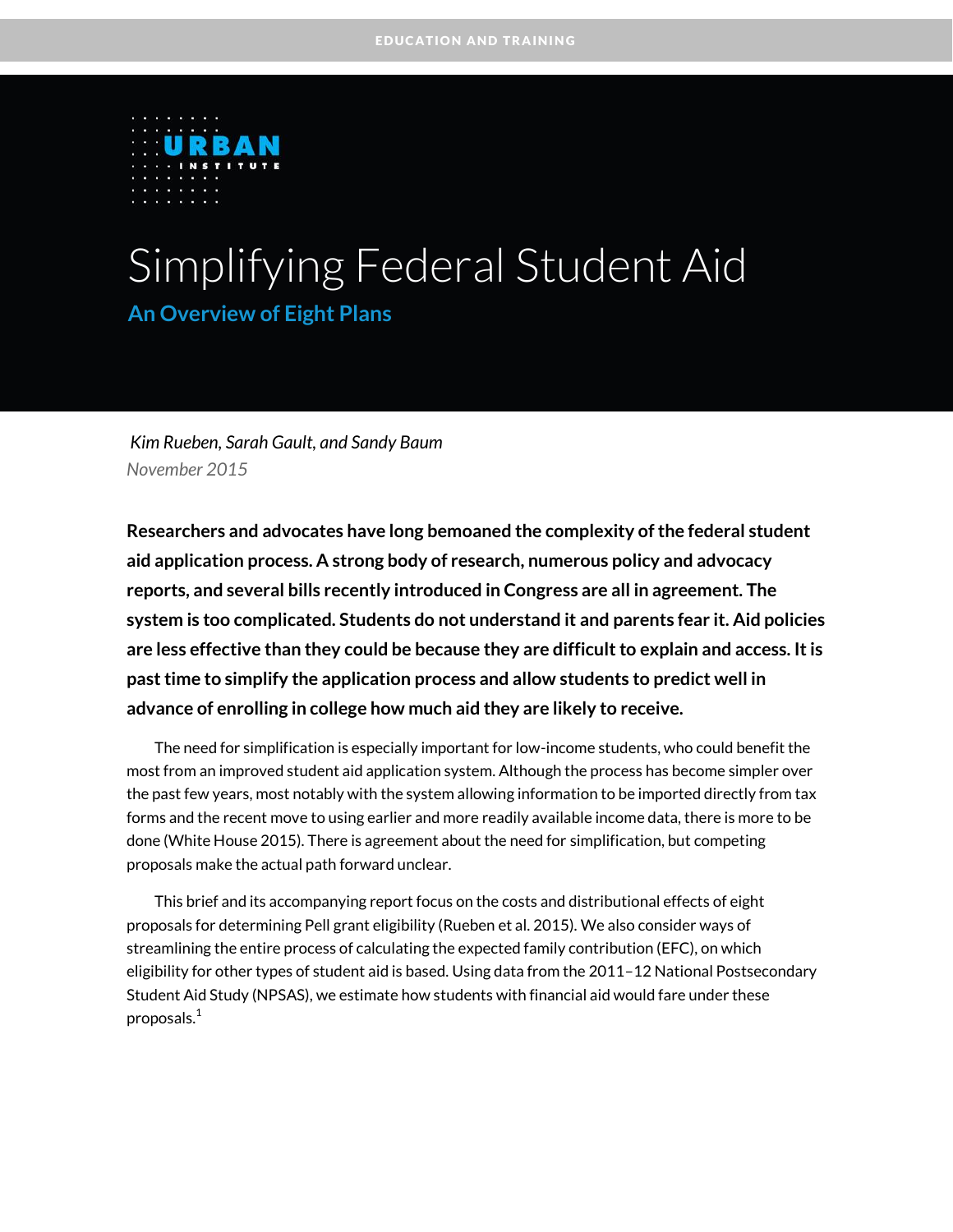EDUCATION AND TRAINING

URBAN INSTITUTE

# Simplifying Federal Student Aid

## An Overview of Eight Plans

*Kim Rueben, Sarah Gault, and Sandy Baum*

*November 2015*

**Researchers and advocates have long bemoaned the complexity of the federal student aid application process. A strong body of research, numerous policy and advocacy reports, and several bills recently introduced in Congress are all in agreement. The system is too complicated. Students do not understand it and parents fear it. Aid policies are less effective than they could be because they are difficult to explain and access. It is past time to simplify the application process and allow students to predict well in advance of enrolling in college how much aid they are likely to receive.**

The need for simplification is especially important for low-income students, who could benefit the most from an improved student aid application system. Although the process has become simpler over the past few years, most notably with the system allowing information to be imported directly from tax forms and the recent move to using earlier and more readily available income data, there is more to be done (White House 2015). There is agreement about the need for simplification, but competing proposals make the actual path forward unclear.

This brief and its accompanying report focus on the costs and distributional effects of eight proposals for determining Pell grant eligibility (Rueben et al. 2015). We also consider ways of streamlining the entire process of calculating the expected family contribution (EFC), on which eligibility for other types of student aid is based. Using data from the 2011–12 National Postsecondary Student Aid Study (NPSAS), we estimate how students with financial aid would fare under these proposals.[1]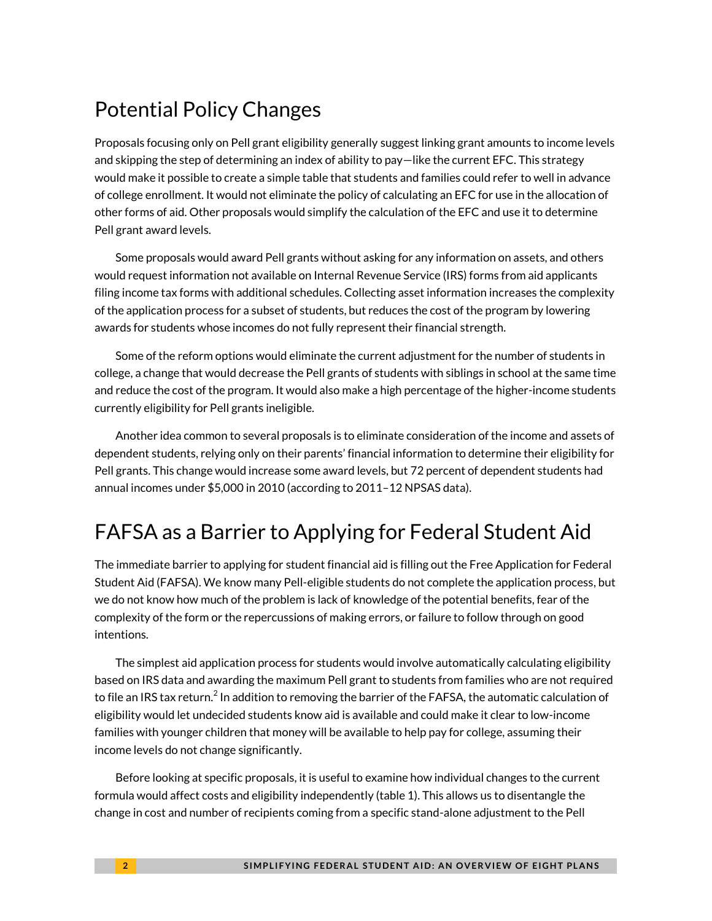## Potential Policy Changes

Proposals focusing only on Pell grant eligibility generally suggest linking grant amounts to income levels and skipping the step of determining an index of ability to pay—like the current EFC. This strategy would make it possible to create a simple table that students and families could refer to well in advance of college enrollment. It would not eliminate the policy of calculating an EFC for use in the allocation of other forms of aid. Other proposals would simplify the calculation of the EFC and use it to determine Pell grant award levels.

Some proposals would award Pell grants without asking for any information on assets, and others would request information not available on Internal Revenue Service (IRS) forms from aid applicants filing income tax forms with additional schedules. Collecting asset information increases the complexity of the application process for a subset of students, but reduces the cost of the program by lowering awards for students whose incomes do not fully represent their financial strength.

Some of the reform options would eliminate the current adjustment for the number of students in college, a change that would decrease the Pell grants of students with siblings in school at the same time and reduce the cost of the program. It would also make a high percentage of the higher-income students currently eligibility for Pell grants ineligible.

Another idea common to several proposals is to eliminate consideration of the income and assets of dependent students, relying only on their parents' financial information to determine their eligibility for Pell grants. This change would increase some award levels, but 72 percent of dependent students had annual incomes under $5,000 in 2010 (according to 2011–12 NPSAS data).

## FAFSA as a Barrier to Applying for Federal Student Aid

The immediate barrier to applying for student financial aid is filling out the Free Application for Federal Student Aid (FAFSA). We know many Pell-eligible students do not complete the application process, but we do not know how much of the problem is lack of knowledge of the potential benefits, fear of the complexity of the form or the repercussions of making errors, or failure to follow through on good intentions.

The simplest aid application process for students would involve automatically calculating eligibility based on IRS data and awarding the maximum Pell grant to students from families who are not required to file an IRS tax return.[2] In addition to removing the barrier of the FAFSA, the automatic calculation of eligibility would let undecided students know aid is available and could make it clear to low-income families with younger children that money will be available to help pay for college, assuming their income levels do not change significantly.

Before looking at specific proposals, it is useful to examine how individual changes to the current formula would affect costs and eligibility independently (table 1). This allows us to disentangle the change in cost and number of recipients coming from a specific stand-alone adjustment to the Pell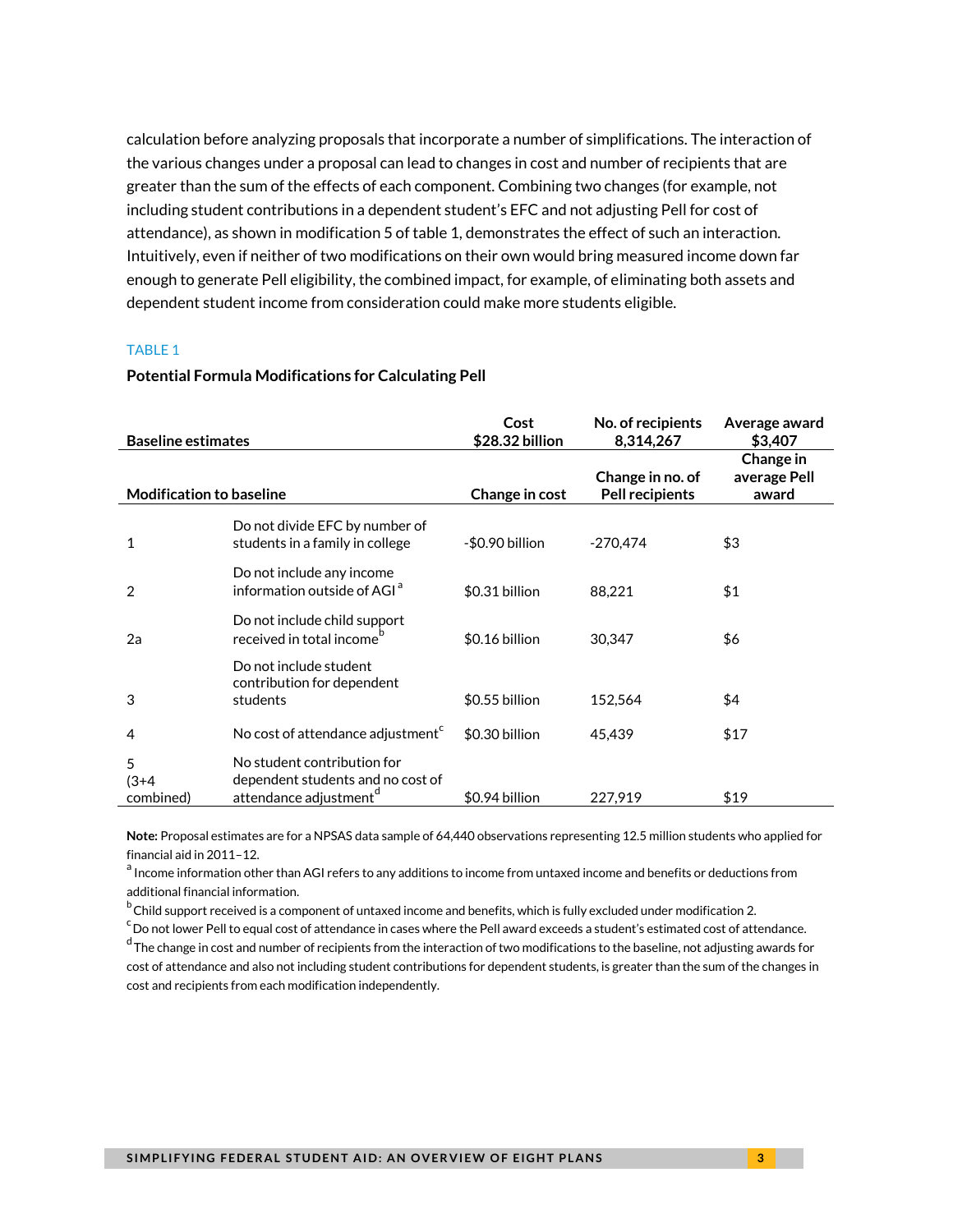calculation before analyzing proposals that incorporate a number of simplifications. The interaction of the various changes under a proposal can lead to changes in cost and number of recipients that are greater than the sum of the effects of each component. Combining two changes (for example, not including student contributions in a dependent student's EFC and not adjusting Pell for cost of attendance), as shown in modification 5 of table 1, demonstrates the effect of such an interaction. Intuitively, even if neither of two modifications on their own would bring measured income down far enough to generate Pell eligibility, the combined impact, for example, of eliminating both assets and dependent student income from consideration could make more students eligible.

TABLE 1

**Potential Formula Modifications for Calculating Pell**

| **Baseline estimates** | | **Cost** **$28.32 billion** | **No. of recipients** **8,314,267** | **Average award** **$3,407** |
|---|---|---|---|---|
| **Modification to baseline** | | **Change in cost** | **Change in no. of Pell recipients** | **Change in average Pell award** |
| 1 | Do not divide EFC by number of students in a family in college | -$0.90 billion | -270,474 | $3 |
| 2 | Do not include any income information outside of AGI [a] | $0.31 billion | 88,221 | $1 |
| 2a | Do not include child support received in total income [b] | $0.16 billion | 30,347 | $6 |
| 3 | Do not include student contribution for dependent students | $0.55 billion | 152,564 | $4 |
| 4 | No cost of attendance adjustment [c] | $0.30 billion | 45,439 | $17 |
| 5 (3+4 combined) | No student contribution for dependent students and no cost of attendance adjustment [d] | $0.94 billion | 227,919 | $19 |

**Note:** Proposal estimates are for a NPSAS data sample of 64,440 observations representing 12.5 million students who applied for financial aid in 2011–12.

[a] Income information other than AGI refers to any additions to income from untaxed income and benefits or deductions from additional financial information.

[b] Child support received is a component of untaxed income and benefits, which is fully excluded under modification 2.

[c] Do not lower Pell to equal cost of attendance in cases where the Pell award exceeds a student's estimated cost of attendance.

[d] The change in cost and number of recipients from the interaction of two modifications to the baseline, not adjusting awards for cost of attendance and also not including student contributions for dependent students, is greater than the sum of the changes in cost and recipients from each modification independently.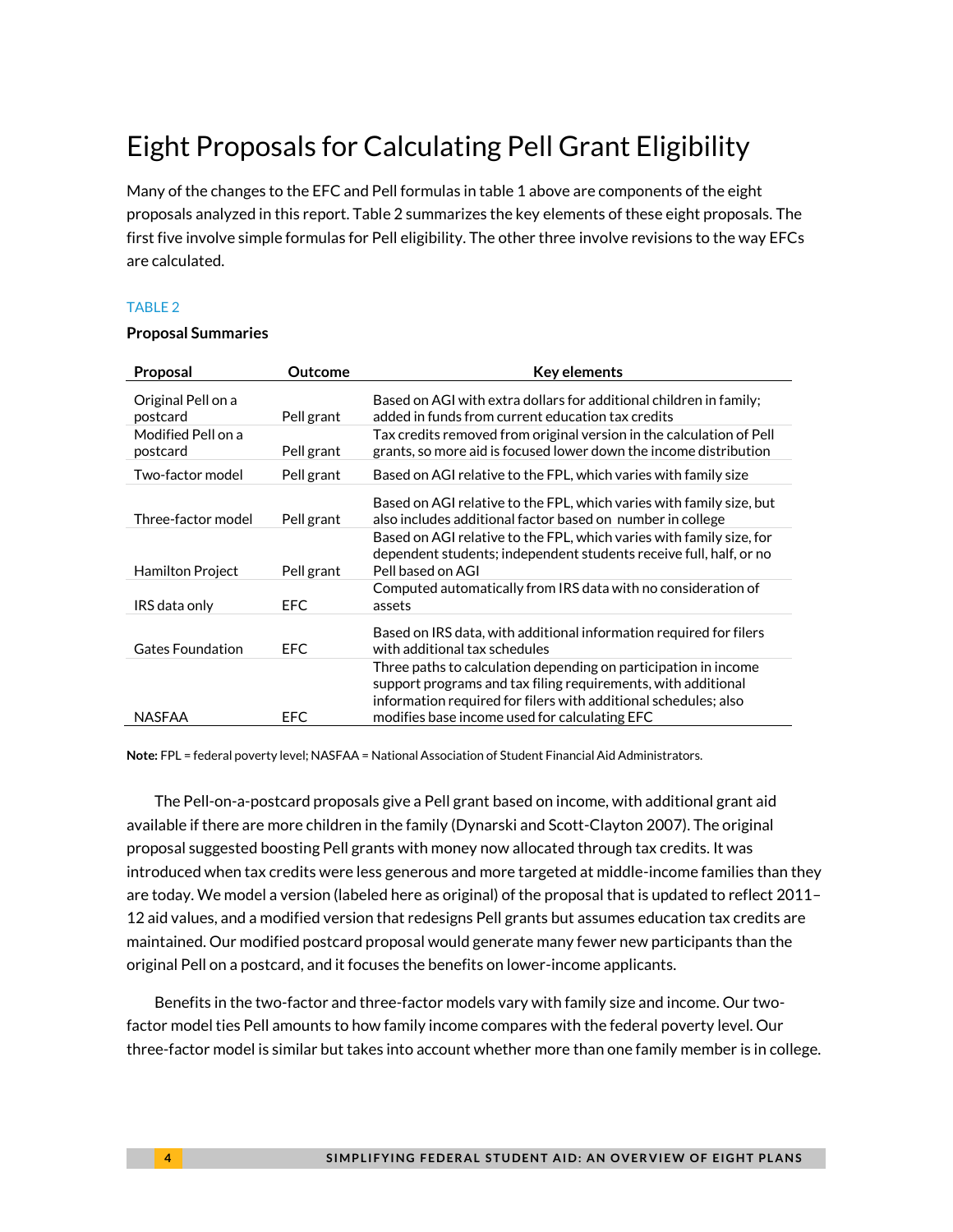# Eight Proposals for Calculating Pell Grant Eligibility

Many of the changes to the EFC and Pell formulas in table 1 above are components of the eight proposals analyzed in this report. Table 2 summarizes the key elements of these eight proposals. The first five involve simple formulas for Pell eligibility. The other three involve revisions to the way EFCs are calculated.

TABLE 2

**Proposal Summaries**

| Proposal | Outcome | Key elements |
|---|---|---|
| Original Pell on a postcard | Pell grant | Based on AGI with extra dollars for additional children in family; added in funds from current education tax credits |
| Modified Pell on a postcard | Pell grant | Tax credits removed from original version in the calculation of Pell grants, so more aid is focused lower down the income distribution |
| Two-factor model | Pell grant | Based on AGI relative to the FPL, which varies with family size |
| Three-factor model | Pell grant | Based on AGI relative to the FPL, which varies with family size, but also includes additional factor based on number in college |
| Hamilton Project | Pell grant | Based on AGI relative to the FPL, which varies with family size, for dependent students; independent students receive full, half, or no Pell based on AGI |
| IRS data only | EFC | Computed automatically from IRS data with no consideration of assets |
| Gates Foundation | EFC | Based on IRS data, with additional information required for filers with additional tax schedules |
| NASFAA | EFC | Three paths to calculation depending on participation in income support programs and tax filing requirements, with additional information required for filers with additional schedules; also modifies base income used for calculating EFC |

**Note:** FPL = federal poverty level; NASFAA = National Association of Student Financial Aid Administrators.

The Pell-on-a-postcard proposals give a Pell grant based on income, with additional grant aid available if there are more children in the family (Dynarski and Scott-Clayton 2007). The original proposal suggested boosting Pell grants with money now allocated through tax credits. It was introduced when tax credits were less generous and more targeted at middle-income families than they are today. We model a version (labeled here as original) of the proposal that is updated to reflect 2011–12 aid values, and a modified version that redesigns Pell grants but assumes education tax credits are maintained. Our modified postcard proposal would generate many fewer new participants than the original Pell on a postcard, and it focuses the benefits on lower-income applicants.

Benefits in the two-factor and three-factor models vary with family size and income. Our two-factor model ties Pell amounts to how family income compares with the federal poverty level. Our three-factor model is similar but takes into account whether more than one family member is in college.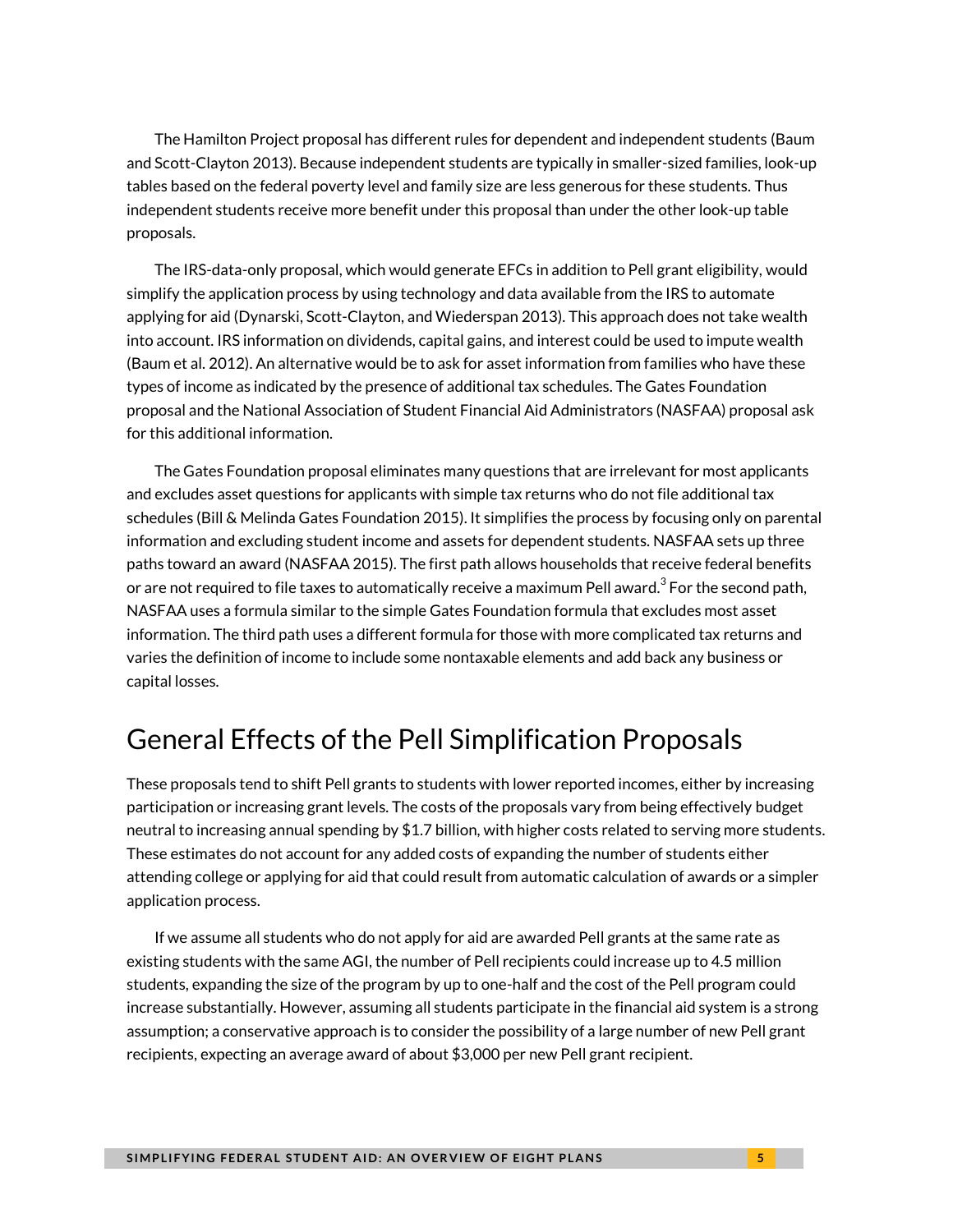The Hamilton Project proposal has different rules for dependent and independent students (Baum and Scott-Clayton 2013). Because independent students are typically in smaller-sized families, look-up tables based on the federal poverty level and family size are less generous for these students. Thus independent students receive more benefit under this proposal than under the other look-up table proposals.

The IRS-data-only proposal, which would generate EFCs in addition to Pell grant eligibility, would simplify the application process by using technology and data available from the IRS to automate applying for aid (Dynarski, Scott-Clayton, and Wiederspan 2013). This approach does not take wealth into account. IRS information on dividends, capital gains, and interest could be used to impute wealth (Baum et al. 2012). An alternative would be to ask for asset information from families who have these types of income as indicated by the presence of additional tax schedules. The Gates Foundation proposal and the National Association of Student Financial Aid Administrators (NASFAA) proposal ask for this additional information.

The Gates Foundation proposal eliminates many questions that are irrelevant for most applicants and excludes asset questions for applicants with simple tax returns who do not file additional tax schedules (Bill & Melinda Gates Foundation 2015). It simplifies the process by focusing only on parental information and excluding student income and assets for dependent students. NASFAA sets up three paths toward an award (NASFAA 2015). The first path allows households that receive federal benefits or are not required to file taxes to automatically receive a maximum Pell award.[3] For the second path, NASFAA uses a formula similar to the simple Gates Foundation formula that excludes most asset information. The third path uses a different formula for those with more complicated tax returns and varies the definition of income to include some nontaxable elements and add back any business or capital losses.

## General Effects of the Pell Simplification Proposals

These proposals tend to shift Pell grants to students with lower reported incomes, either by increasing participation or increasing grant levels. The costs of the proposals vary from being effectively budget neutral to increasing annual spending by $1.7 billion, with higher costs related to serving more students. These estimates do not account for any added costs of expanding the number of students either attending college or applying for aid that could result from automatic calculation of awards or a simpler application process.

If we assume all students who do not apply for aid are awarded Pell grants at the same rate as existing students with the same AGI, the number of Pell recipients could increase up to 4.5 million students, expanding the size of the program by up to one-half and the cost of the Pell program could increase substantially. However, assuming all students participate in the financial aid system is a strong assumption; a conservative approach is to consider the possibility of a large number of new Pell grant recipients, expecting an average award of about $3,000 per new Pell grant recipient.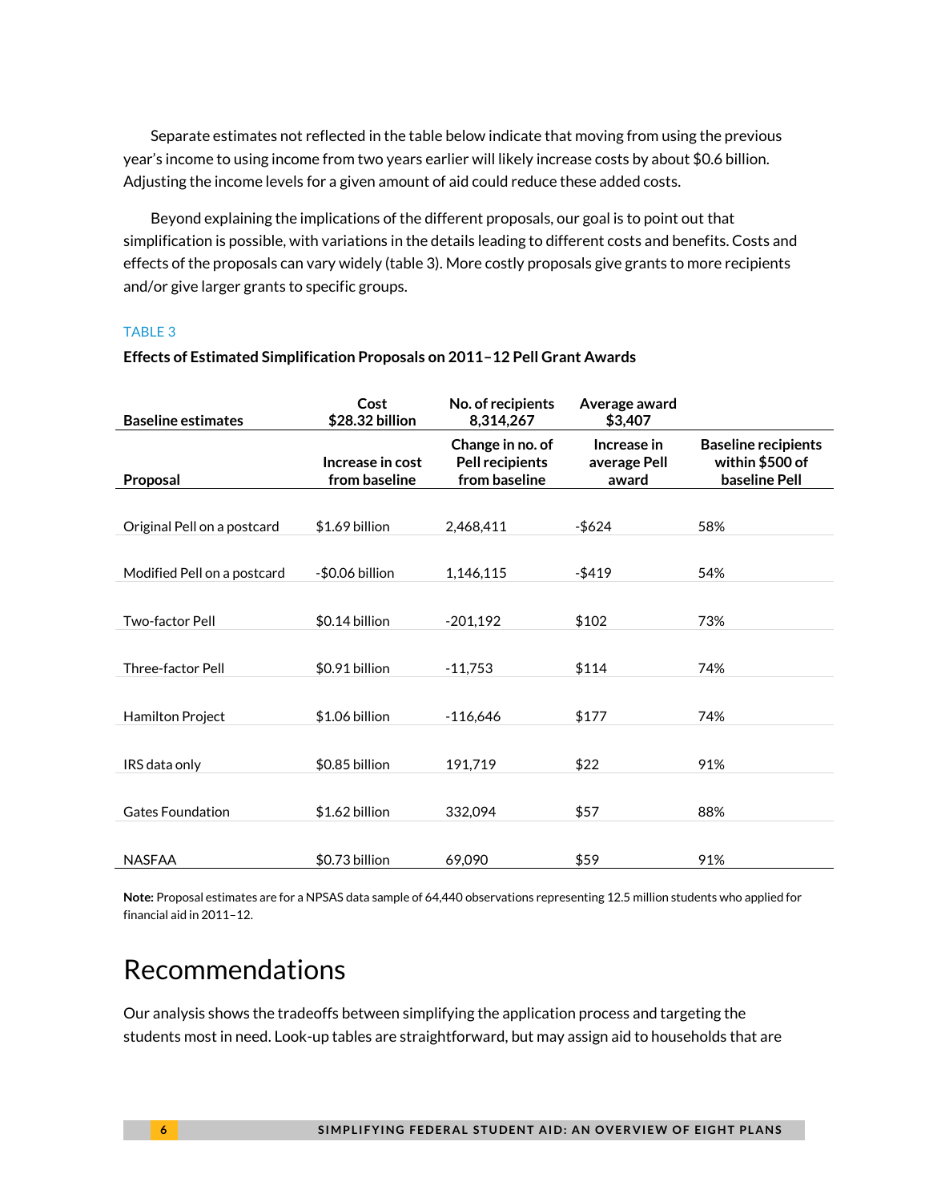Separate estimates not reflected in the table below indicate that moving from using the previous year's income to using income from two years earlier will likely increase costs by about $0.6 billion. Adjusting the income levels for a given amount of aid could reduce these added costs.

Beyond explaining the implications of the different proposals, our goal is to point out that simplification is possible, with variations in the details leading to different costs and benefits. Costs and effects of the proposals can vary widely (table 3). More costly proposals give grants to more recipients and/or give larger grants to specific groups.

TABLE 3

**Effects of Estimated Simplification Proposals on 2011–12 Pell Grant Awards**

| **Baseline estimates** | **Cost $28.32 billion** | **No. of recipients 8,314,267** | **Average award $3,407** | |
|---|---|---|---|---|
| **Proposal** | **Increase in cost from baseline** | **Change in no. of Pell recipients from baseline** | **Increase in average Pell award** | **Baseline recipients within $500 of baseline Pell** |
| Original Pell on a postcard | $1.69 billion | 2,468,411 | -$624 | 58% |
| Modified Pell on a postcard | -$0.06 billion | 1,146,115 | -$419 | 54% |
| Two-factor Pell | $0.14 billion | -201,192 | $102 | 73% |
| Three-factor Pell | $0.91 billion | -11,753 | $114 | 74% |
| Hamilton Project | $1.06 billion | -116,646 | $177 | 74% |
| IRS data only | $0.85 billion | 191,719 | $22 | 91% |
| Gates Foundation | $1.62 billion | 332,094 | $57 | 88% |
| NASFAA | $0.73 billion | 69,090 | $59 | 91% |

**Note:** Proposal estimates are for a NPSAS data sample of 64,440 observations representing 12.5 million students who applied for financial aid in 2011–12.

# Recommendations

Our analysis shows the tradeoffs between simplifying the application process and targeting the students most in need. Look-up tables are straightforward, but may assign aid to households that are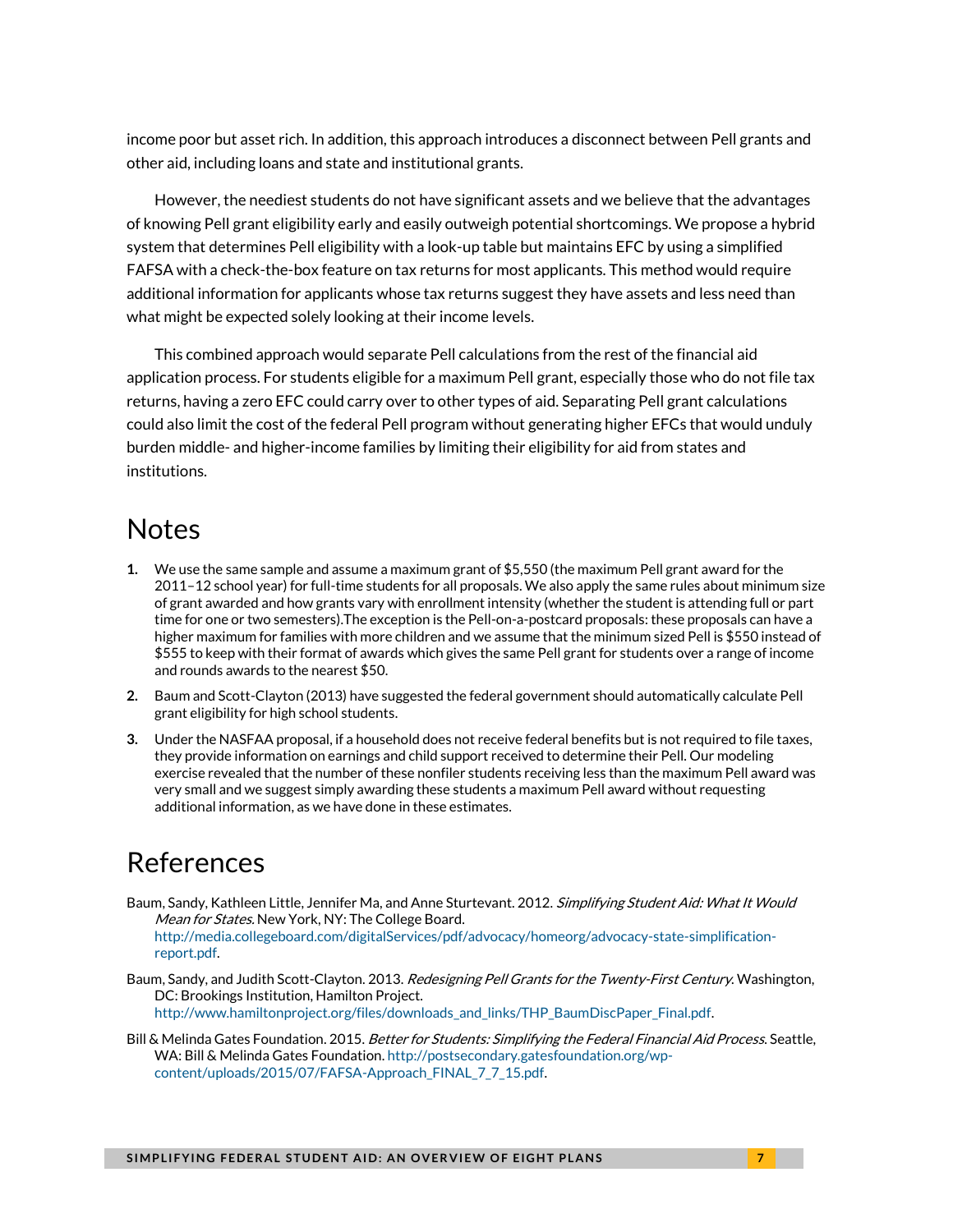income poor but asset rich. In addition, this approach introduces a disconnect between Pell grants and other aid, including loans and state and institutional grants.

However, the neediest students do not have significant assets and we believe that the advantages of knowing Pell grant eligibility early and easily outweigh potential shortcomings. We propose a hybrid system that determines Pell eligibility with a look-up table but maintains EFC by using a simplified FAFSA with a check-the-box feature on tax returns for most applicants. This method would require additional information for applicants whose tax returns suggest they have assets and less need than what might be expected solely looking at their income levels.

This combined approach would separate Pell calculations from the rest of the financial aid application process. For students eligible for a maximum Pell grant, especially those who do not file tax returns, having a zero EFC could carry over to other types of aid. Separating Pell grant calculations could also limit the cost of the federal Pell program without generating higher EFCs that would unduly burden middle- and higher-income families by limiting their eligibility for aid from states and institutions.

# Notes

1. We use the same sample and assume a maximum grant of $5,550 (the maximum Pell grant award for the 2011–12 school year) for full-time students for all proposals. We also apply the same rules about minimum size of grant awarded and how grants vary with enrollment intensity (whether the student is attending full or part time for one or two semesters).The exception is the Pell-on-a-postcard proposals: these proposals can have a higher maximum for families with more children and we assume that the minimum sized Pell is $550 instead of $555 to keep with their format of awards which gives the same Pell grant for students over a range of income and rounds awards to the nearest $50.
2. Baum and Scott-Clayton (2013) have suggested the federal government should automatically calculate Pell grant eligibility for high school students.
3. Under the NASFAA proposal, if a household does not receive federal benefits but is not required to file taxes, they provide information on earnings and child support received to determine their Pell. Our modeling exercise revealed that the number of these nonfiler students receiving less than the maximum Pell award was very small and we suggest simply awarding these students a maximum Pell award without requesting additional information, as we have done in these estimates.

# References

Baum, Sandy, Kathleen Little, Jennifer Ma, and Anne Sturtevant. 2012. *Simplifying Student Aid: What It Would Mean for States.* New York, NY: The College Board. http://media.collegeboard.com/digitalServices/pdf/advocacy/homeorg/advocacy-state-simplification-report.pdf.

Baum, Sandy, and Judith Scott-Clayton. 2013. *Redesigning Pell Grants for the Twenty-First Century.* Washington, DC: Brookings Institution, Hamilton Project. http://www.hamiltonproject.org/files/downloads_and_links/THP_BaumDiscPaper_Final.pdf.

Bill & Melinda Gates Foundation. 2015. *Better for Students: Simplifying the Federal Financial Aid Process*. Seattle, WA: Bill & Melinda Gates Foundation. http://postsecondary.gatesfoundation.org/wp-content/uploads/2015/07/FAFSA-Approach_FINAL_7_7_15.pdf.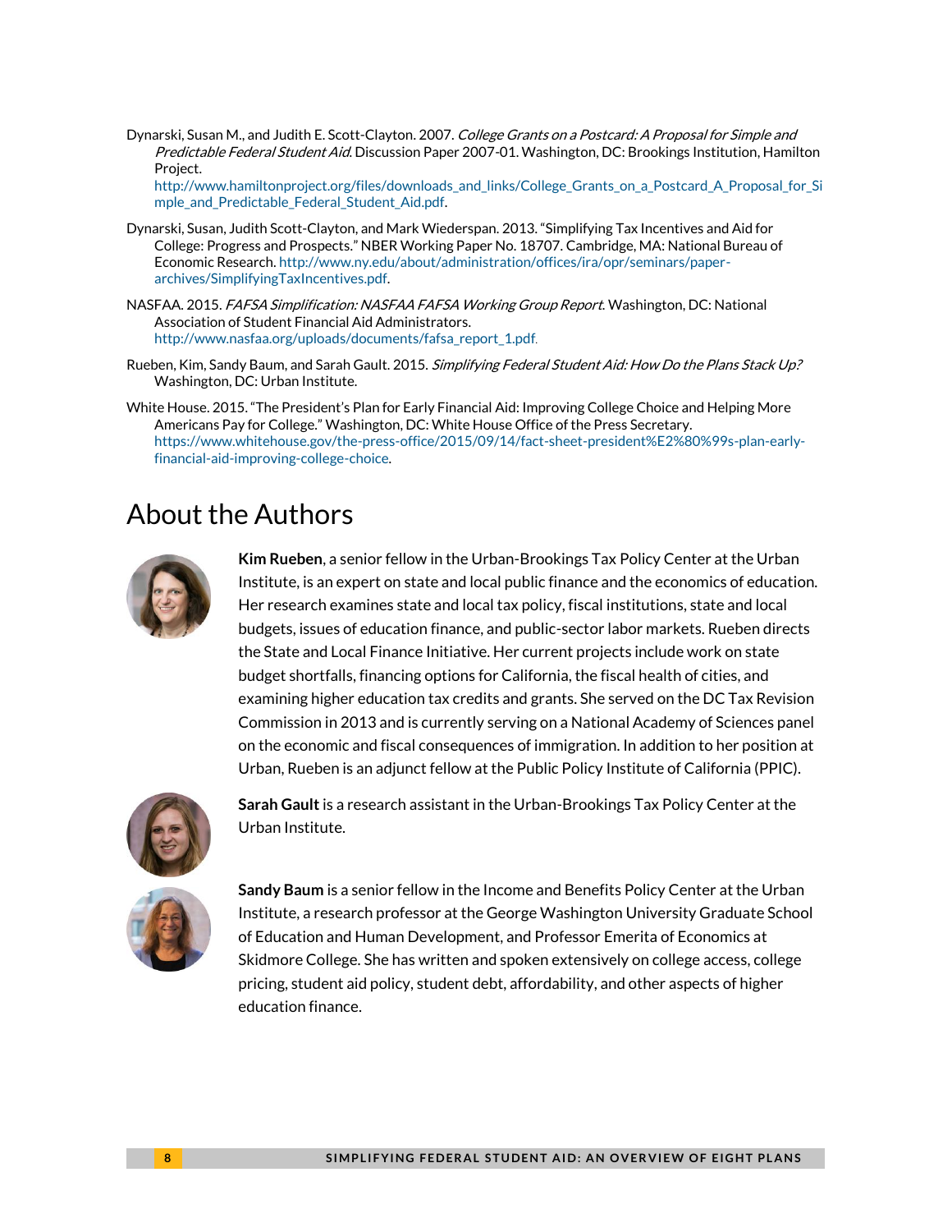Dynarski, Susan M., and Judith E. Scott-Clayton. 2007. *College Grants on a Postcard: A Proposal for Simple and Predictable Federal Student Aid*. Discussion Paper 2007-01. Washington, DC: Brookings Institution, Hamilton Project. http://www.hamiltonproject.org/files/downloads_and_links/College_Grants_on_a_Postcard_A_Proposal_for_Simple_and_Predictable_Federal_Student_Aid.pdf.

Dynarski, Susan, Judith Scott-Clayton, and Mark Wiederspan. 2013. "Simplifying Tax Incentives and Aid for College: Progress and Prospects." NBER Working Paper No. 18707. Cambridge, MA: National Bureau of Economic Research. http://www.ny.edu/about/administration/offices/ira/opr/seminars/paper-archives/SimplifyingTaxIncentives.pdf.

NASFAA. 2015. *FAFSA Simplification: NASFAA FAFSA Working Group Report*. Washington, DC: National Association of Student Financial Aid Administrators. http://www.nasfaa.org/uploads/documents/fafsa_report_1.pdf.

Rueben, Kim, Sandy Baum, and Sarah Gault. 2015. *Simplifying Federal Student Aid: How Do the Plans Stack Up?* Washington, DC: Urban Institute.

White House. 2015. "The President's Plan for Early Financial Aid: Improving College Choice and Helping More Americans Pay for College." Washington, DC: White House Office of the Press Secretary. https://www.whitehouse.gov/the-press-office/2015/09/14/fact-sheet-president%E2%80%99s-plan-early-financial-aid-improving-college-choice.

# About the Authors

**Kim Rueben**, a senior fellow in the Urban-Brookings Tax Policy Center at the Urban Institute, is an expert on state and local public finance and the economics of education. Her research examines state and local tax policy, fiscal institutions, state and local budgets, issues of education finance, and public-sector labor markets. Rueben directs the State and Local Finance Initiative. Her current projects include work on state budget shortfalls, financing options for California, the fiscal health of cities, and examining higher education tax credits and grants. She served on the DC Tax Revision Commission in 2013 and is currently serving on a National Academy of Sciences panel on the economic and fiscal consequences of immigration. In addition to her position at Urban, Rueben is an adjunct fellow at the Public Policy Institute of California (PPIC).

**Sarah Gault** is a research assistant in the Urban-Brookings Tax Policy Center at the Urban Institute.

**Sandy Baum** is a senior fellow in the Income and Benefits Policy Center at the Urban Institute, a research professor at the George Washington University Graduate School of Education and Human Development, and Professor Emerita of Economics at Skidmore College. She has written and spoken extensively on college access, college pricing, student aid policy, student debt, affordability, and other aspects of higher education finance.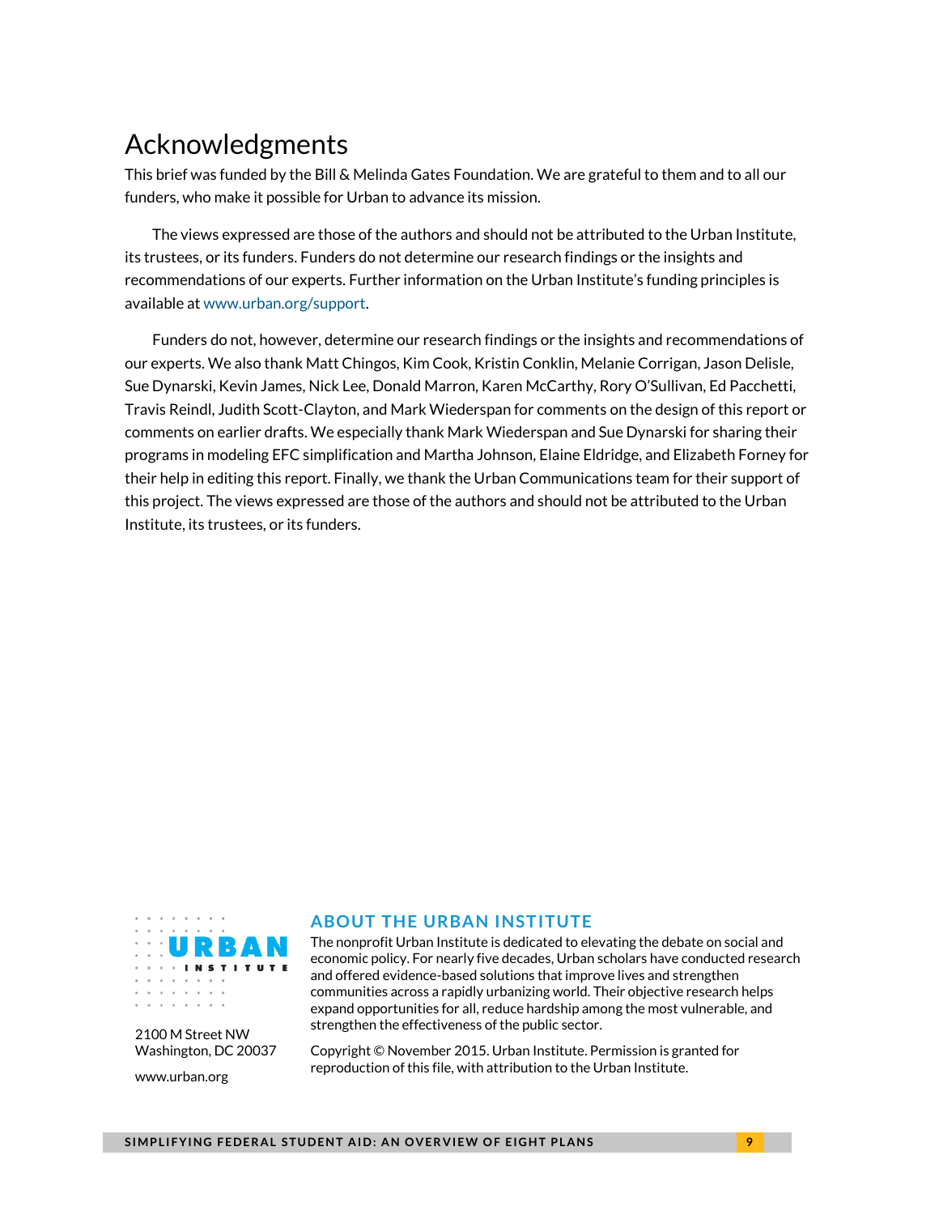# Acknowledgments

This brief was funded by the Bill & Melinda Gates Foundation. We are grateful to them and to all our funders, who make it possible for Urban to advance its mission.

The views expressed are those of the authors and should not be attributed to the Urban Institute, its trustees, or its funders. Funders do not determine our research findings or the insights and recommendations of our experts. Further information on the Urban Institute's funding principles is available at www.urban.org/support.

Funders do not, however, determine our research findings or the insights and recommendations of our experts. We also thank Matt Chingos, Kim Cook, Kristin Conklin, Melanie Corrigan, Jason Delisle, Sue Dynarski, Kevin James, Nick Lee, Donald Marron, Karen McCarthy, Rory O'Sullivan, Ed Pacchetti, Travis Reindl, Judith Scott-Clayton, and Mark Wiederspan for comments on the design of this report or comments on earlier drafts. We especially thank Mark Wiederspan and Sue Dynarski for sharing their programs in modeling EFC simplification and Martha Johnson, Elaine Eldridge, and Elizabeth Forney for their help in editing this report. Finally, we thank the Urban Communications team for their support of this project. The views expressed are those of the authors and should not be attributed to the Urban Institute, its trustees, or its funders.

URBAN INSTITUTE

2100 M Street NW
Washington, DC 20037

www.urban.org

## ABOUT THE URBAN INSTITUTE

The nonprofit Urban Institute is dedicated to elevating the debate on social and economic policy. For nearly five decades, Urban scholars have conducted research and offered evidence-based solutions that improve lives and strengthen communities across a rapidly urbanizing world. Their objective research helps expand opportunities for all, reduce hardship among the most vulnerable, and strengthen the effectiveness of the public sector.

Copyright © November 2015. Urban Institute. Permission is granted for reproduction of this file, with attribution to the Urban Institute.